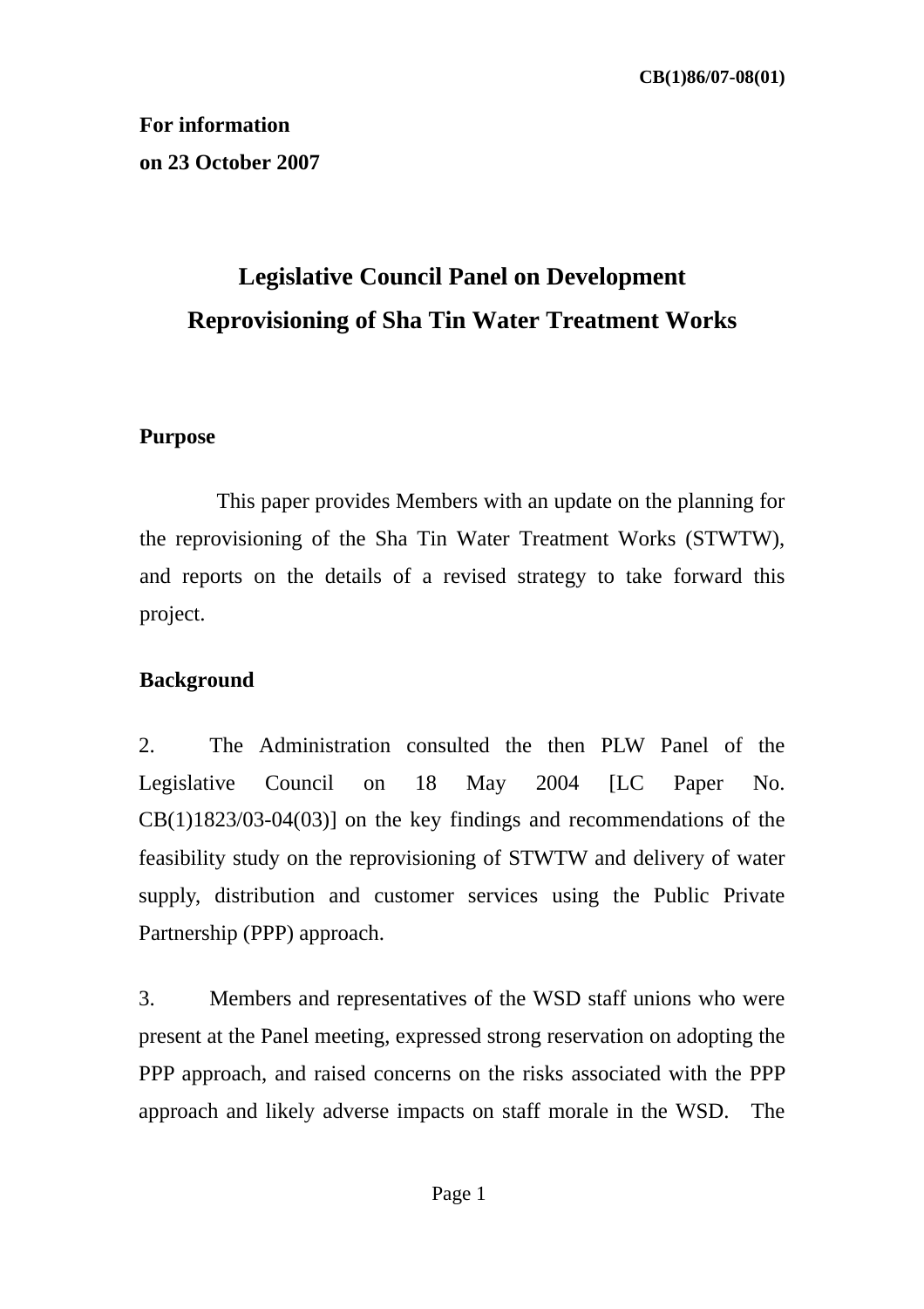CB(1)86/07-08(01)

**For information**
**on 23 October 2007**

# Legislative Council Panel on Development
# Reprovisioning of Sha Tin Water Treatment Works

## Purpose

This paper provides Members with an update on the planning for the reprovisioning of the Sha Tin Water Treatment Works (STWTW), and reports on the details of a revised strategy to take forward this project.

## Background

2. The Administration consulted the then PLW Panel of the Legislative Council on 18 May 2004 [LC Paper No. CB(1)1823/03-04(03)] on the key findings and recommendations of the feasibility study on the reprovisioning of STWTW and delivery of water supply, distribution and customer services using the Public Private Partnership (PPP) approach.

3. Members and representatives of the WSD staff unions who were present at the Panel meeting, expressed strong reservation on adopting the PPP approach, and raised concerns on the risks associated with the PPP approach and likely adverse impacts on staff morale in the WSD. The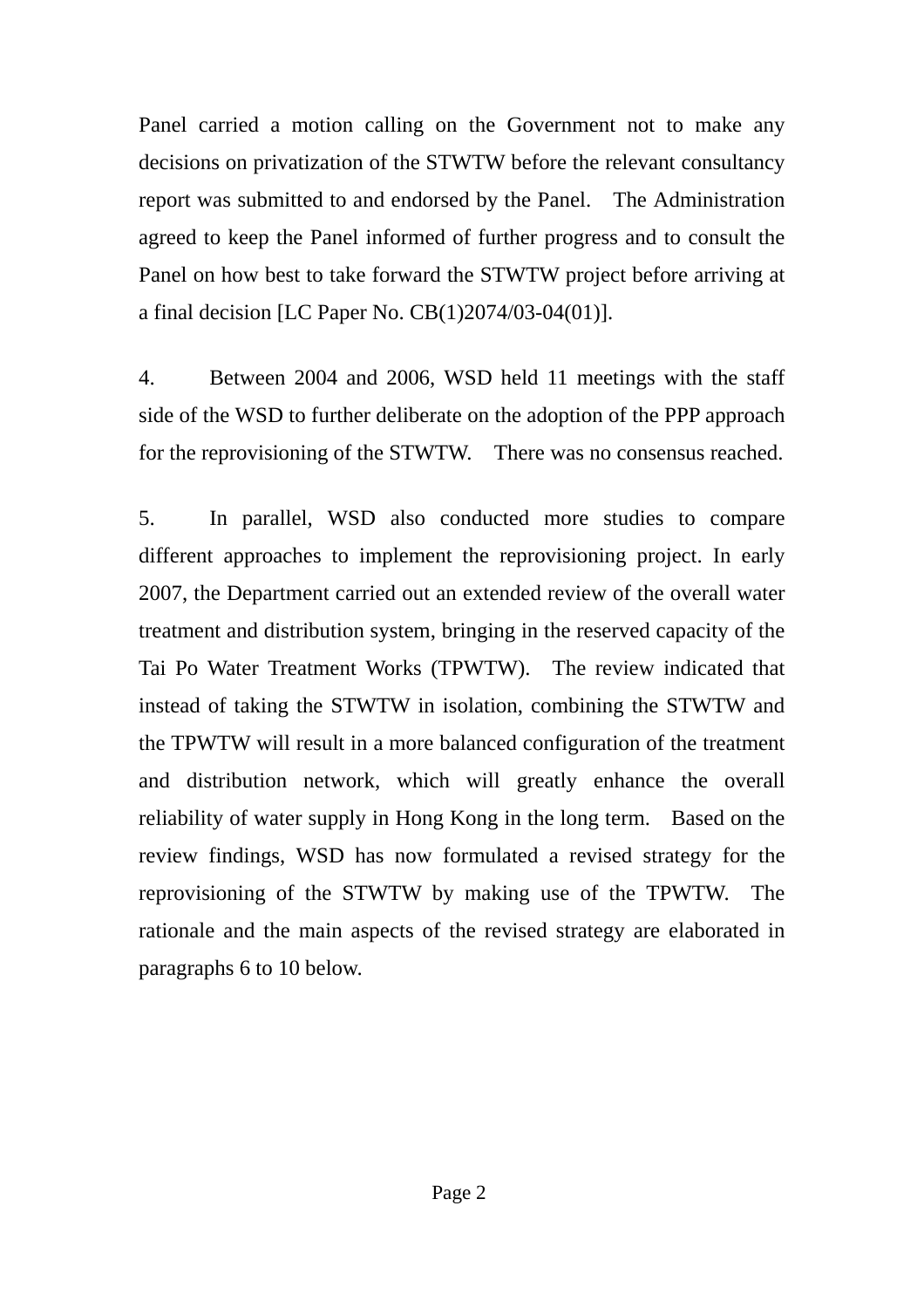Panel carried a motion calling on the Government not to make any decisions on privatization of the STWTW before the relevant consultancy report was submitted to and endorsed by the Panel. The Administration agreed to keep the Panel informed of further progress and to consult the Panel on how best to take forward the STWTW project before arriving at a final decision [LC Paper No. CB(1)2074/03-04(01)].

4. Between 2004 and 2006, WSD held 11 meetings with the staff side of the WSD to further deliberate on the adoption of the PPP approach for the reprovisioning of the STWTW. There was no consensus reached.

5. In parallel, WSD also conducted more studies to compare different approaches to implement the reprovisioning project. In early 2007, the Department carried out an extended review of the overall water treatment and distribution system, bringing in the reserved capacity of the Tai Po Water Treatment Works (TPWTW). The review indicated that instead of taking the STWTW in isolation, combining the STWTW and the TPWTW will result in a more balanced configuration of the treatment and distribution network, which will greatly enhance the overall reliability of water supply in Hong Kong in the long term. Based on the review findings, WSD has now formulated a revised strategy for the reprovisioning of the STWTW by making use of the TPWTW. The rationale and the main aspects of the revised strategy are elaborated in paragraphs 6 to 10 below.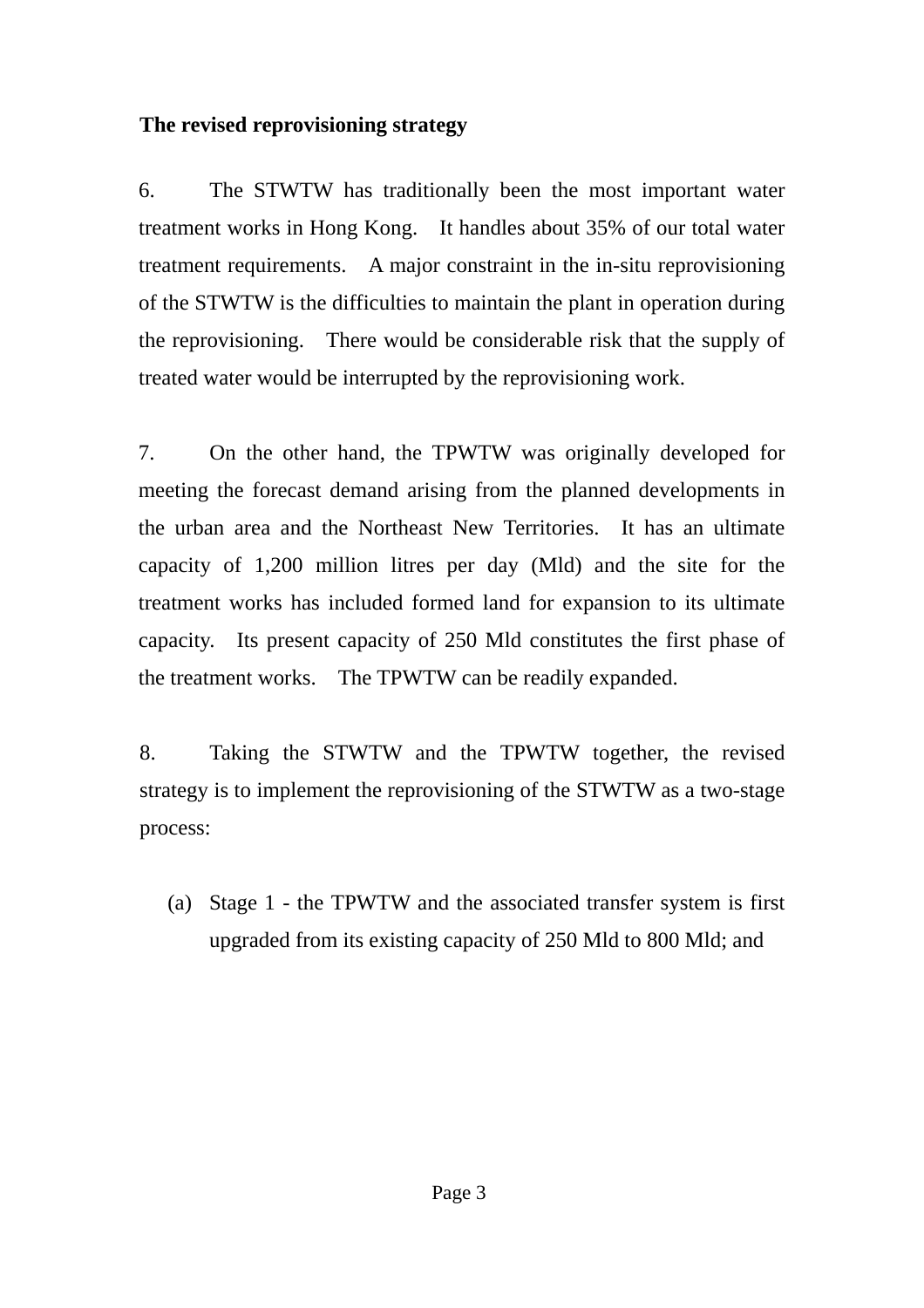**The revised reprovisioning strategy**

6. The STWTW has traditionally been the most important water treatment works in Hong Kong. It handles about 35% of our total water treatment requirements. A major constraint in the in-situ reprovisioning of the STWTW is the difficulties to maintain the plant in operation during the reprovisioning. There would be considerable risk that the supply of treated water would be interrupted by the reprovisioning work.

7. On the other hand, the TPWTW was originally developed for meeting the forecast demand arising from the planned developments in the urban area and the Northeast New Territories. It has an ultimate capacity of 1,200 million litres per day (Mld) and the site for the treatment works has included formed land for expansion to its ultimate capacity. Its present capacity of 250 Mld constitutes the first phase of the treatment works. The TPWTW can be readily expanded.

8. Taking the STWTW and the TPWTW together, the revised strategy is to implement the reprovisioning of the STWTW as a two-stage process:

(a) Stage 1 - the TPWTW and the associated transfer system is first upgraded from its existing capacity of 250 Mld to 800 Mld; and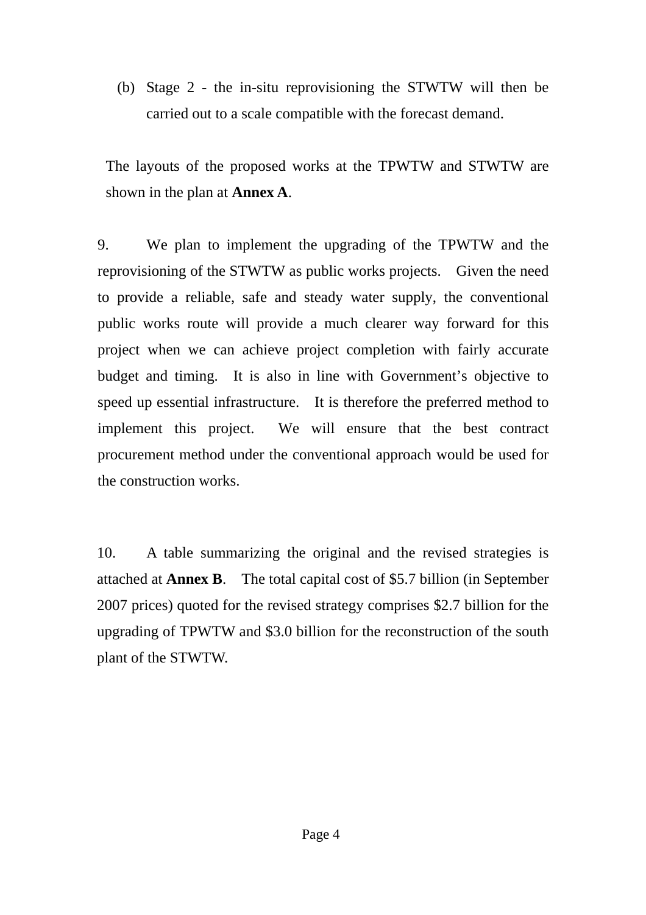(b) Stage 2 - the in-situ reprovisioning the STWTW will then be carried out to a scale compatible with the forecast demand.

The layouts of the proposed works at the TPWTW and STWTW are shown in the plan at **Annex A**.

9. We plan to implement the upgrading of the TPWTW and the reprovisioning of the STWTW as public works projects. Given the need to provide a reliable, safe and steady water supply, the conventional public works route will provide a much clearer way forward for this project when we can achieve project completion with fairly accurate budget and timing. It is also in line with Government's objective to speed up essential infrastructure. It is therefore the preferred method to implement this project. We will ensure that the best contract procurement method under the conventional approach would be used for the construction works.

10. A table summarizing the original and the revised strategies is attached at **Annex B**. The total capital cost of $5.7 billion (in September 2007 prices) quoted for the revised strategy comprises $2.7 billion for the upgrading of TPWTW and $3.0 billion for the reconstruction of the south plant of the STWTW.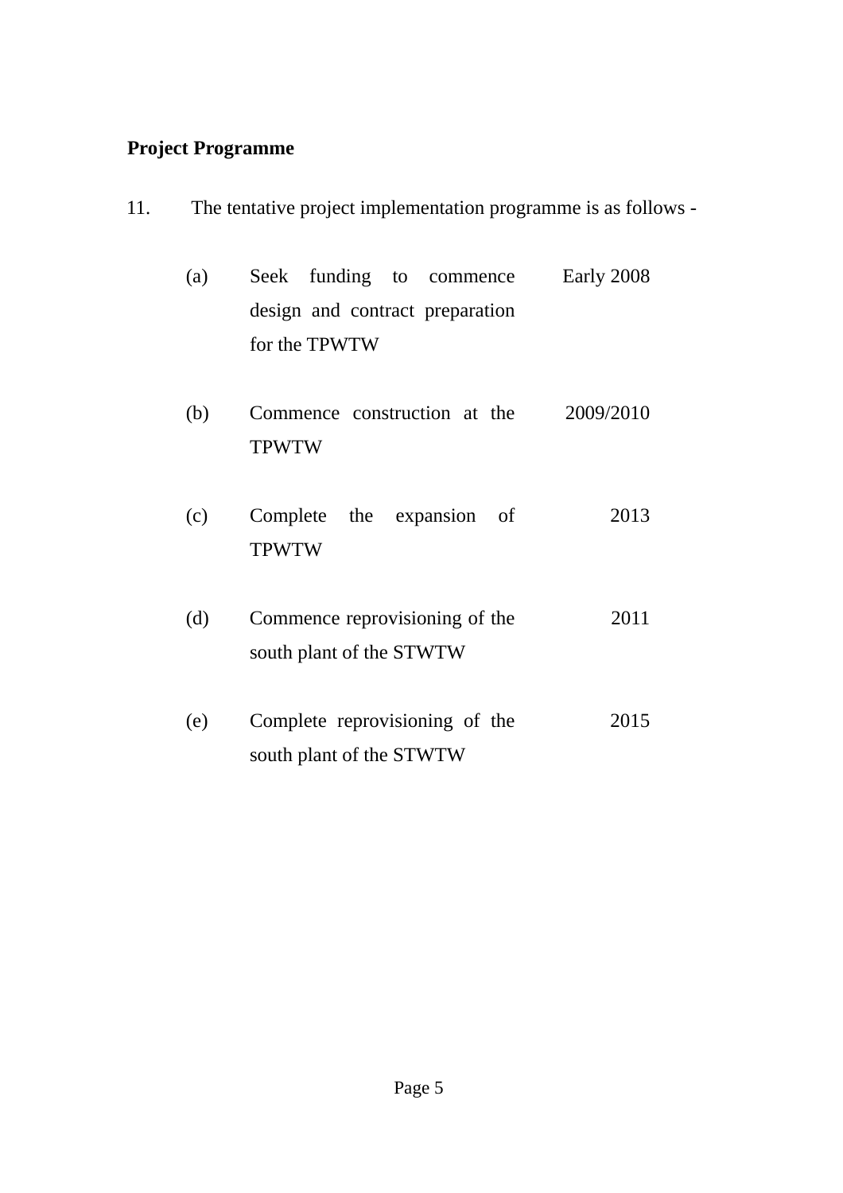**Project Programme**

11. The tentative project implementation programme is as follows -

| | | |
|---|---|---|
| (a) | Seek funding to commence design and contract preparation for the TPWTW | Early 2008 |
| (b) | Commence construction at the TPWTW | 2009/2010 |
| (c) | Complete the expansion of TPWTW | 2013 |
| (d) | Commence reprovisioning of the south plant of the STWTW | 2011 |
| (e) | Complete reprovisioning of the south plant of the STWTW | 2015 |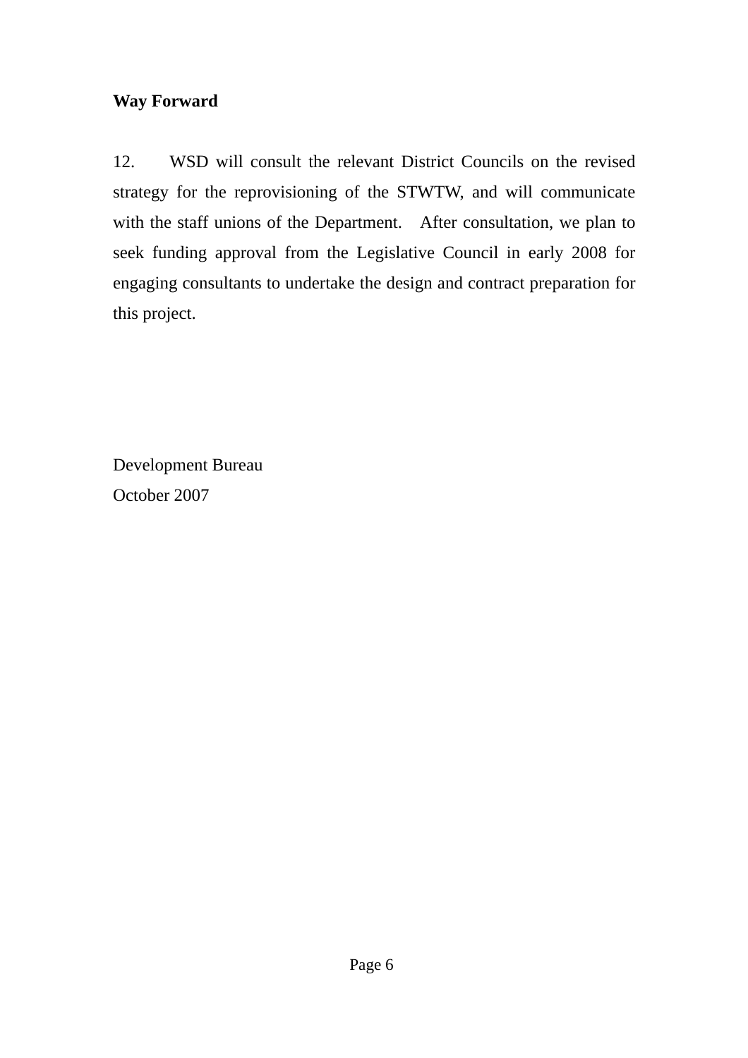**Way Forward**

12. WSD will consult the relevant District Councils on the revised strategy for the reprovisioning of the STWTW, and will communicate with the staff unions of the Department. After consultation, we plan to seek funding approval from the Legislative Council in early 2008 for engaging consultants to undertake the design and contract preparation for this project.

Development Bureau
October 2007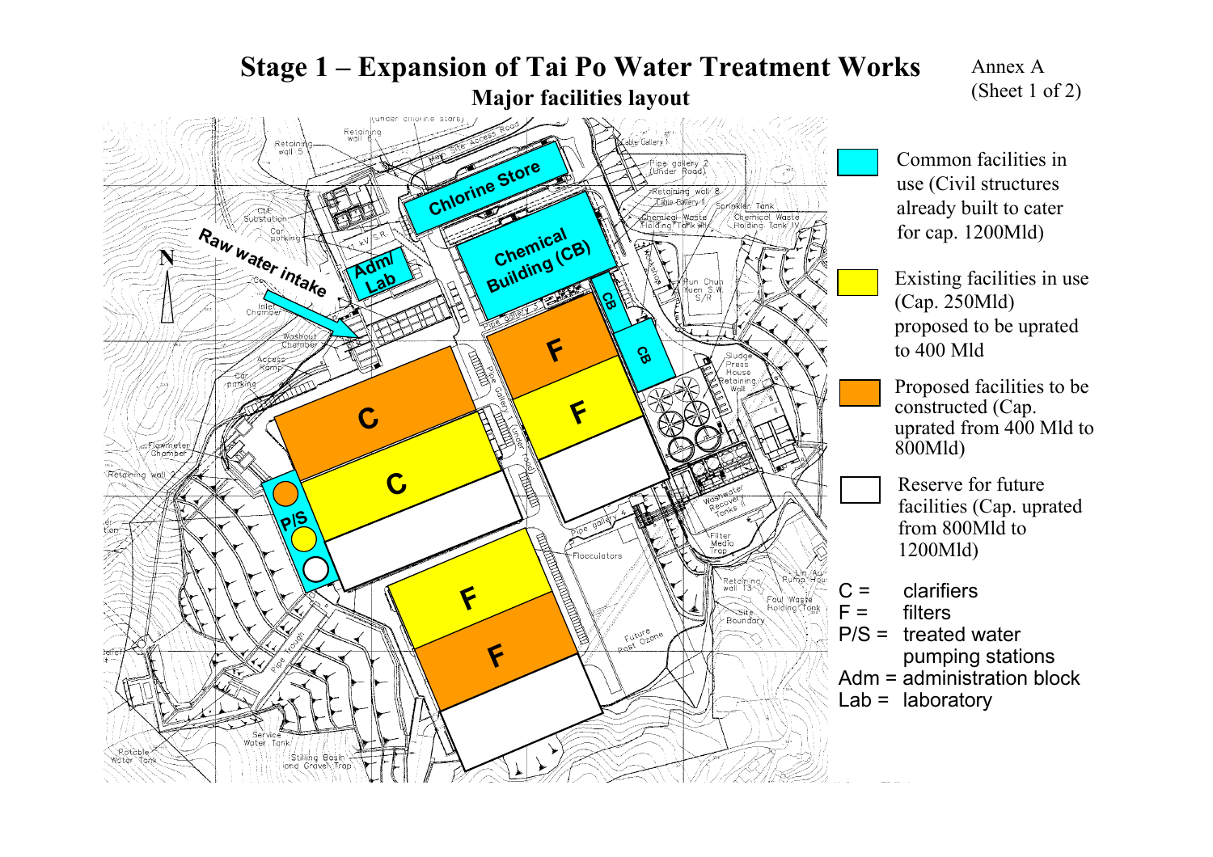# Stage 1 – Expansion of Tai Po Water Treatment Works

## Major facilities layout

Annex A
(Sheet 1 of 2)

- Common facilities in use (Civil structures already built to cater for cap. 1200Mld)
- Existing facilities in use (Cap. 250Mld) proposed to be uprated to 400 Mld
- Proposed facilities to be constructed (Cap. uprated from 400 Mld to 800Mld)
- Reserve for future facilities (Cap. uprated from 800Mld to 1200Mld)

C = clarifiers
F = filters
P/S = treated water pumping stations
Adm = administration block
Lab = laboratory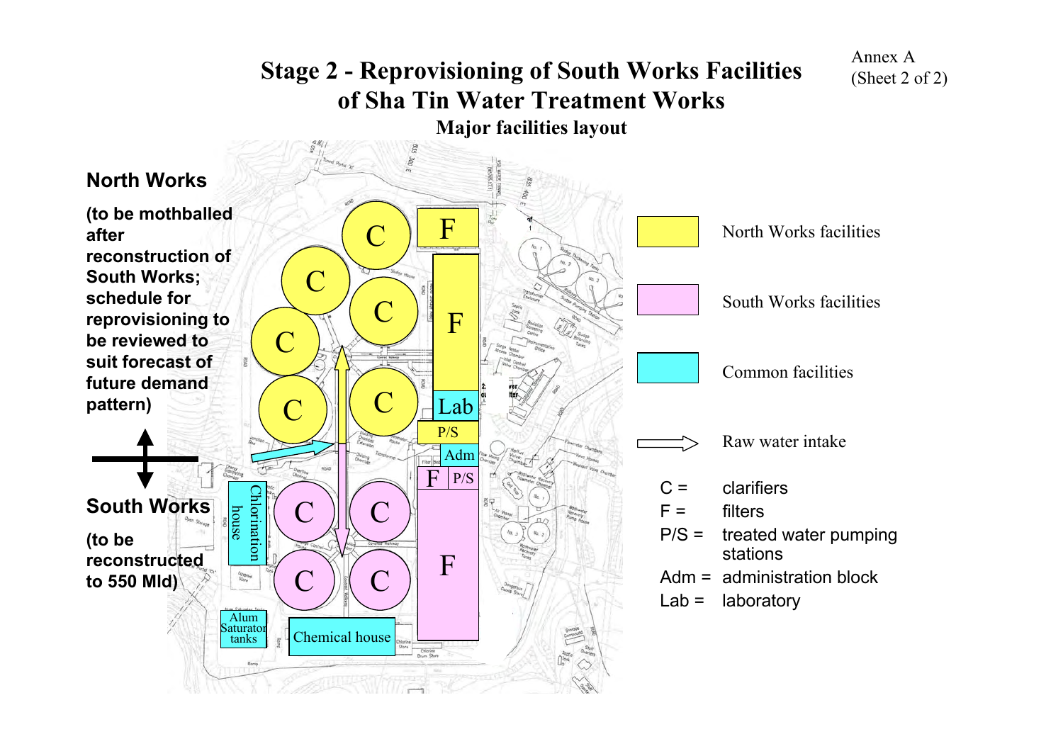Annex A
(Sheet 2 of 2)

# Stage 2 - Reprovisioning of South Works Facilities of Sha Tin Water Treatment Works

## Major facilities layout

**North Works**

**(to be mothballed after reconstruction of South Works; schedule for reprovisioning to be reviewed to suit forecast of future demand pattern)**

**South Works**

**(to be reconstructed to 550 Mld)**

C C C C C C F F Lab P/S Adm F P/S C C C C F

Chlorination house

Alum Saturator tanks

Chemical house

North Works facilities

South Works facilities

Common facilities

Raw water intake

C = clarifiers
F = filters
P/S = treated water pumping stations
Adm = administration block
Lab = laboratory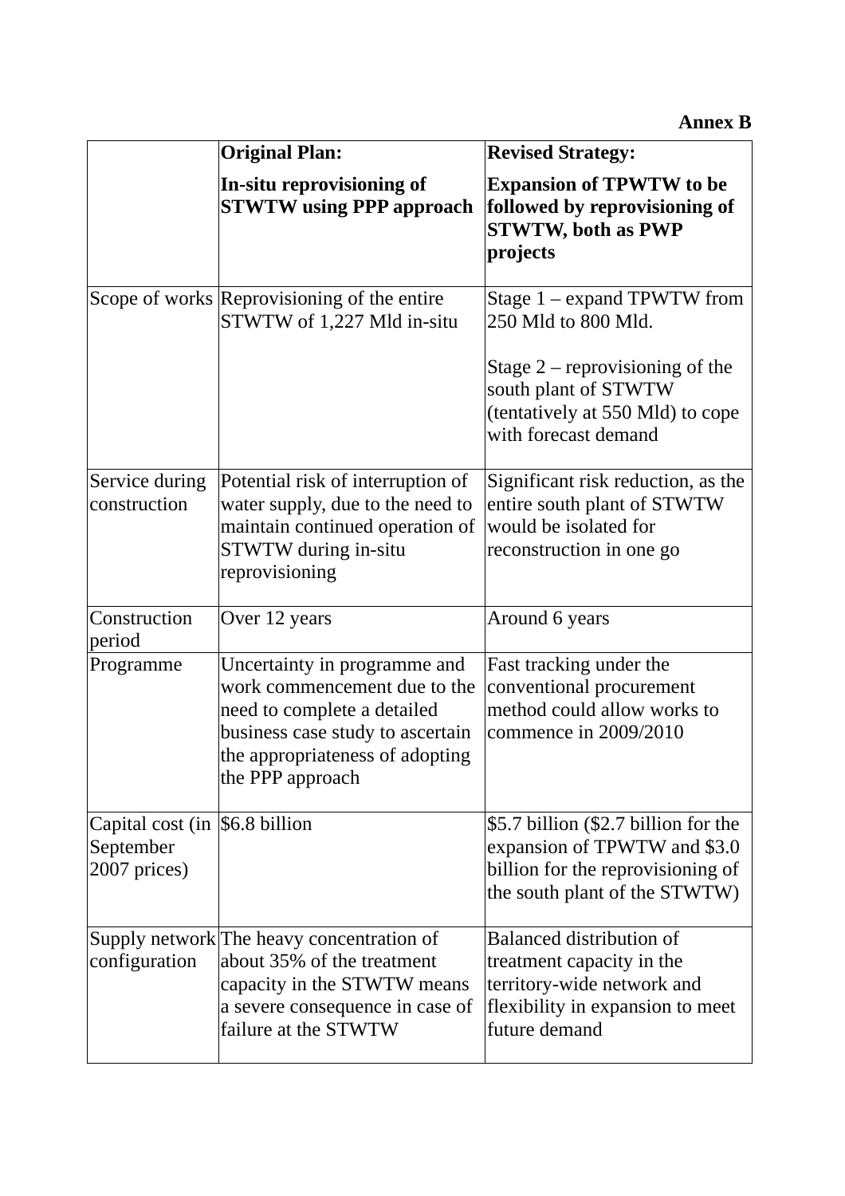**Annex B**

| | **Original Plan:**<br>**In-situ reprovisioning of STWTW using PPP approach** | **Revised Strategy:**<br>**Expansion of TPWTW to be followed by reprovisioning of STWTW, both as PWP projects** |
|---|---|---|
| Scope of works | Reprovisioning of the entire STWTW of 1,227 Mld in-situ | Stage 1 – expand TPWTW from 250 Mld to 800 Mld.<br><br>Stage 2 – reprovisioning of the south plant of STWTW (tentatively at 550 Mld) to cope with forecast demand |
| Service during construction | Potential risk of interruption of water supply, due to the need to maintain continued operation of STWTW during in-situ reprovisioning | Significant risk reduction, as the entire south plant of STWTW would be isolated for reconstruction in one go |
| Construction period | Over 12 years | Around 6 years |
| Programme | Uncertainty in programme and work commencement due to the need to complete a detailed business case study to ascertain the appropriateness of adopting the PPP approach | Fast tracking under the conventional procurement method could allow works to commence in 2009/2010 |
| Capital cost (in September 2007 prices) | $6.8 billion | $5.7 billion ($2.7 billion for the expansion of TPWTW and $3.0 billion for the reprovisioning of the south plant of the STWTW) |
| Supply network configuration | The heavy concentration of about 35% of the treatment capacity in the STWTW means a severe consequence in case of failure at the STWTW | Balanced distribution of treatment capacity in the territory-wide network and flexibility in expansion to meet future demand |